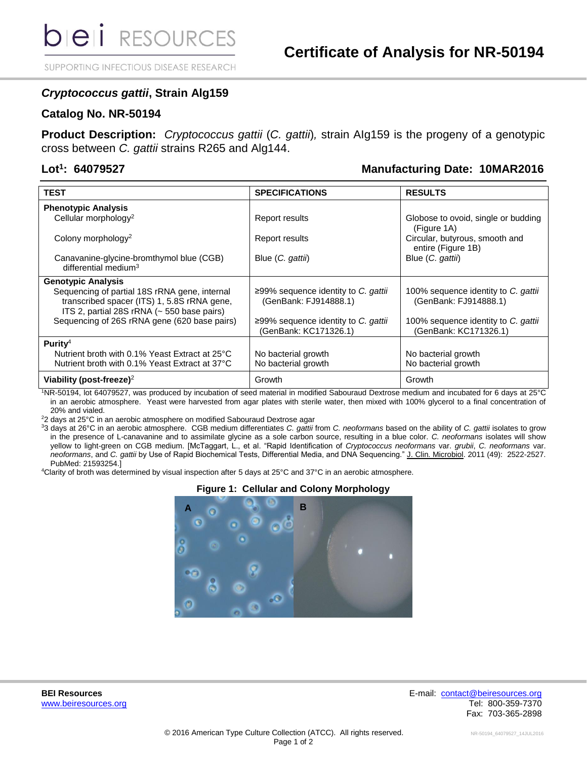# Certificate of Analysis for NR-50194

## *Cryptococcus gattii*, Strain AIg159

## Catalog No. NR-50194

**Product Description:** *Cryptococcus gattii* (*C. gattii*), strain AIg159 is the progeny of a genotypic cross between *C. gattii* strains R265 and AIg144.

**Lot[1]: 64079527** **Manufacturing Date: 10MAR2016**

| TEST | SPECIFICATIONS | RESULTS |
|---|---|---|
| **Phenotypic Analysis** | | |
| Cellular morphology[2] | Report results | Globose to ovoid, single or budding (Figure 1A) |
| Colony morphology[2] | Report results | Circular, butyrous, smooth and entire (Figure 1B) |
| Canavanine-glycine-bromthymol blue (CGB) differential medium[3] | Blue (*C. gattii*) | Blue (*C. gattii*) |
| **Genotypic Analysis** | | |
| Sequencing of partial 18S rRNA gene, internal transcribed spacer (ITS) 1, 5.8S rRNA gene, ITS 2, partial 28S rRNA (~ 550 base pairs) | ≥99% sequence identity to *C. gattii* (GenBank: FJ914888.1) | 100% sequence identity to *C. gattii* (GenBank: FJ914888.1) |
| Sequencing of 26S rRNA gene (620 base pairs) | ≥99% sequence identity to *C. gattii* (GenBank: KC171326.1) | 100% sequence identity to *C. gattii* (GenBank: KC171326.1) |
| **Purity[4]** | | |
| Nutrient broth with 0.1% Yeast Extract at 25°C | No bacterial growth | No bacterial growth |
| Nutrient broth with 0.1% Yeast Extract at 37°C | No bacterial growth | No bacterial growth |
| **Viability (post-freeze)[2]** | Growth | Growth |

[1]NR-50194, lot 64079527, was produced by incubation of seed material in modified Sabouraud Dextrose medium and incubated for 6 days at 25°C in an aerobic atmosphere. Yeast were harvested from agar plates with sterile water, then mixed with 100% glycerol to a final concentration of 20% and vialed.

[2]2 days at 25°C in an aerobic atmosphere on modified Sabouraud Dextrose agar

[3]3 days at 26°C in an aerobic atmosphere. CGB medium differentiates *C. gattii* from *C. neoformans* based on the ability of *C. gattii* isolates to grow in the presence of L-canavanine and to assimilate glycine as a sole carbon source, resulting in a blue color. *C. neoformans* isolates will show yellow to light-green on CGB medium. [McTaggart, L., et al. "Rapid Identification of *Cryptococcus neoformans* var. *grubii*, *C. neoformans* var. *neoformans*, and *C. gattii* by Use of Rapid Biochemical Tests, Differential Media, and DNA Sequencing." J. Clin. Microbiol. 2011 (49): 2522-2527. PubMed: 21593254.]

[4]Clarity of broth was determined by visual inspection after 5 days at 25°C and 37°C in an aerobic atmosphere.

**Figure 1: Cellular and Colony Morphology**

**BEI Resources**
www.beiresources.org

E-mail: contact@beiresources.org
Tel: 800-359-7370
Fax: 703-365-2898

© 2016 American Type Culture Collection (ATCC). All rights reserved.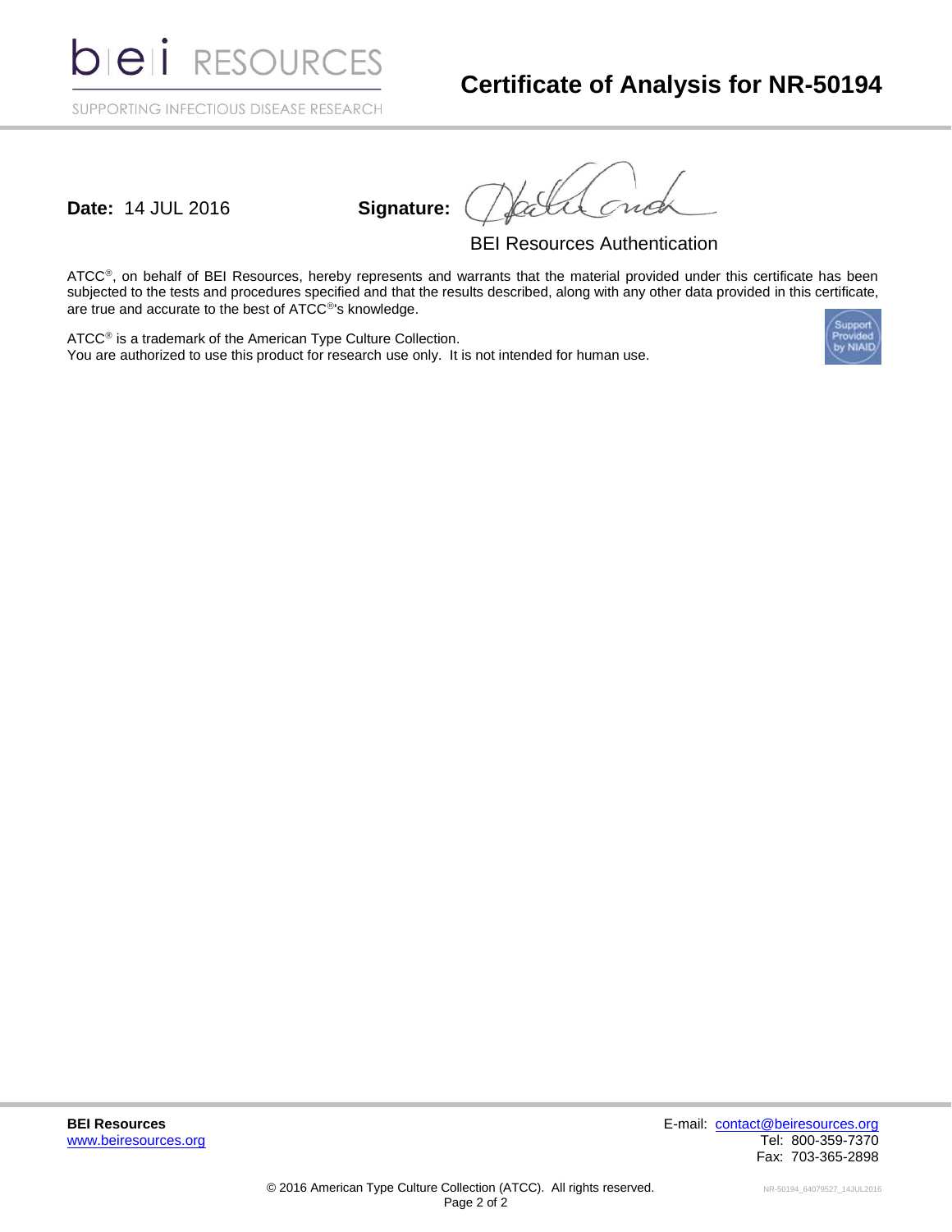**Date:** 14 JUL 2016 **Signature:**

BEI Resources Authentication

ATCC®, on behalf of BEI Resources, hereby represents and warrants that the material provided under this certificate has been subjected to the tests and procedures specified and that the results described, along with any other data provided in this certificate, are true and accurate to the best of ATCC®'s knowledge.

ATCC® is a trademark of the American Type Culture Collection.
You are authorized to use this product for research use only. It is not intended for human use.